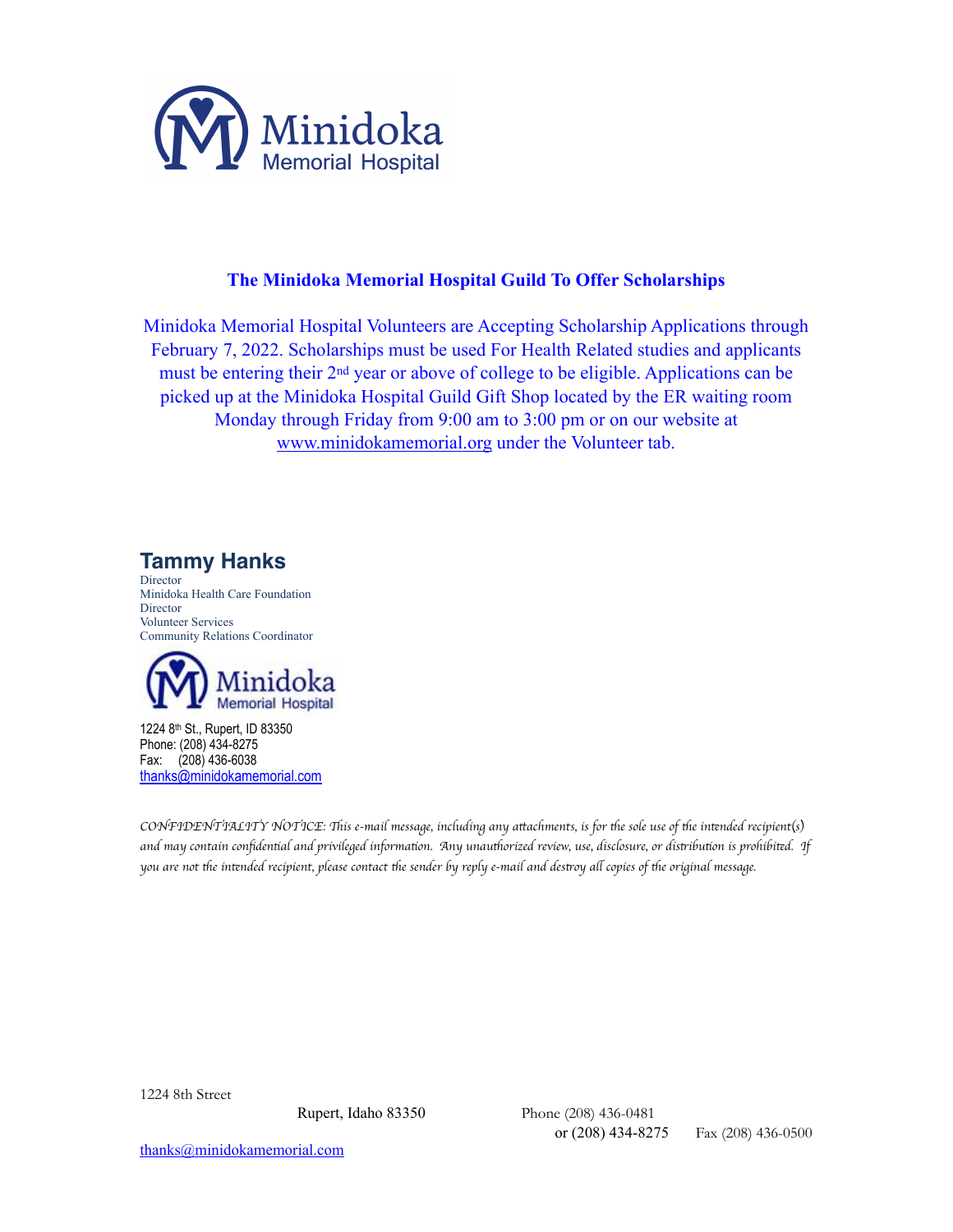## The Minidoka Memorial Hospital Guild To Offer Scholarships

Minidoka Memorial Hospital Volunteers are Accepting Scholarship Applications through February 7, 2022. Scholarships must be used For Health Related studies and applicants must be entering their 2nd year or above of college to be eligible. Applications can be picked up at the Minidoka Hospital Guild Gift Shop located by the ER waiting room Monday through Friday from 9:00 am to 3:00 pm or on our website at www.minidokamemorial.org under the Volunteer tab.

**Tammy Hanks**
Director
Minidoka Health Care Foundation
Director
Volunteer Services
Community Relations Coordinator

Minidoka Memorial Hospital

1224 8th St., Rupert, ID 83350
Phone: (208) 434-8275
Fax: (208) 436-6038
thanks@minidokamemorial.com

*CONFIDENTIALITY NOTICE: This e-mail message, including any attachments, is for the sole use of the intended recipient(s) and may contain confidential and privileged information. Any unauthorized review, use, disclosure, or distribution is prohibited. If you are not the intended recipient, please contact the sender by reply e-mail and destroy all copies of the original message.*

1224 8th Street
Rupert, Idaho 83350
Phone (208) 436-0481
or (208) 434-8275
Fax (208) 436-0500
thanks@minidokamemorial.com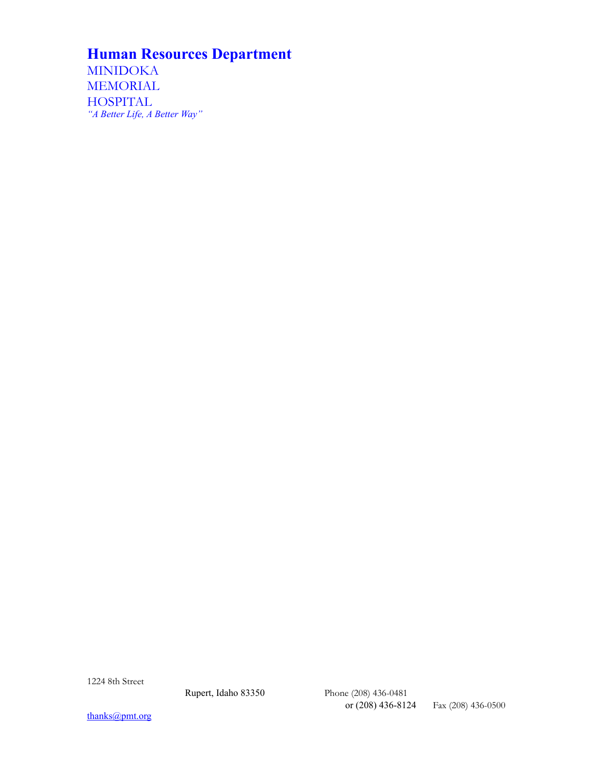# Human Resources Department

MINIDOKA
MEMORIAL
HOSPITAL

*"A Better Life, A Better Way"*

1224 8th Street

Rupert, Idaho 83350

Phone (208) 436-0481
or (208) 436-8124

Fax (208) 436-0500

thanks@pmt.org